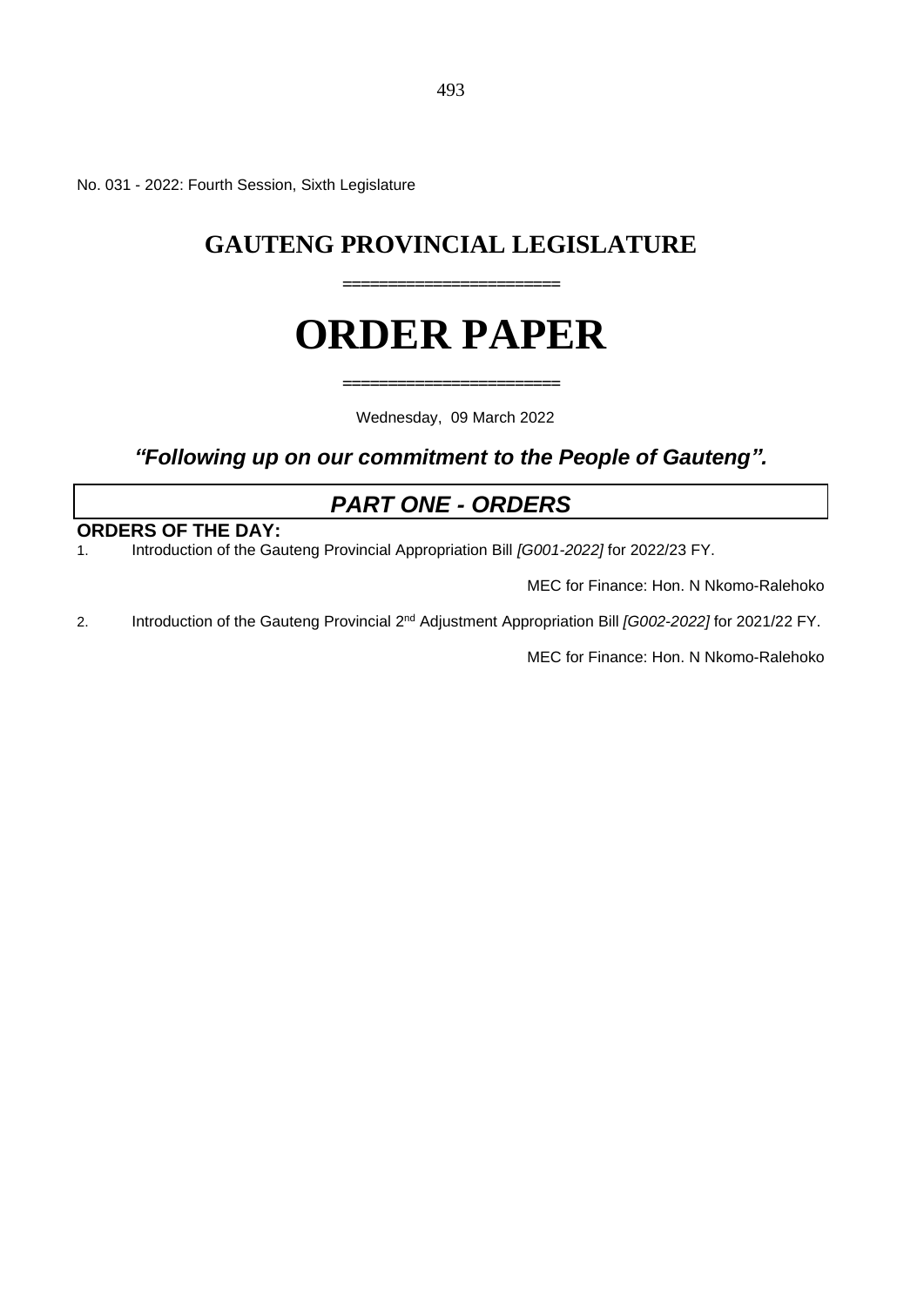No. 031 - 2022: Fourth Session, Sixth Legislature

# GAUTENG PROVINCIAL LEGISLATURE

=====================

# ORDER PAPER

=====================

Wednesday, 09 March 2022

***"Following up on our commitment to the People of Gauteng".***

## *PART ONE - ORDERS*

**ORDERS OF THE DAY:**

1. Introduction of the Gauteng Provincial Appropriation Bill *[G001-2022]* for 2022/23 FY.

   MEC for Finance: Hon. N Nkomo-Ralehoko

2. Introduction of the Gauteng Provincial 2nd Adjustment Appropriation Bill *[G002-2022]* for 2021/22 FY.

   MEC for Finance: Hon. N Nkomo-Ralehoko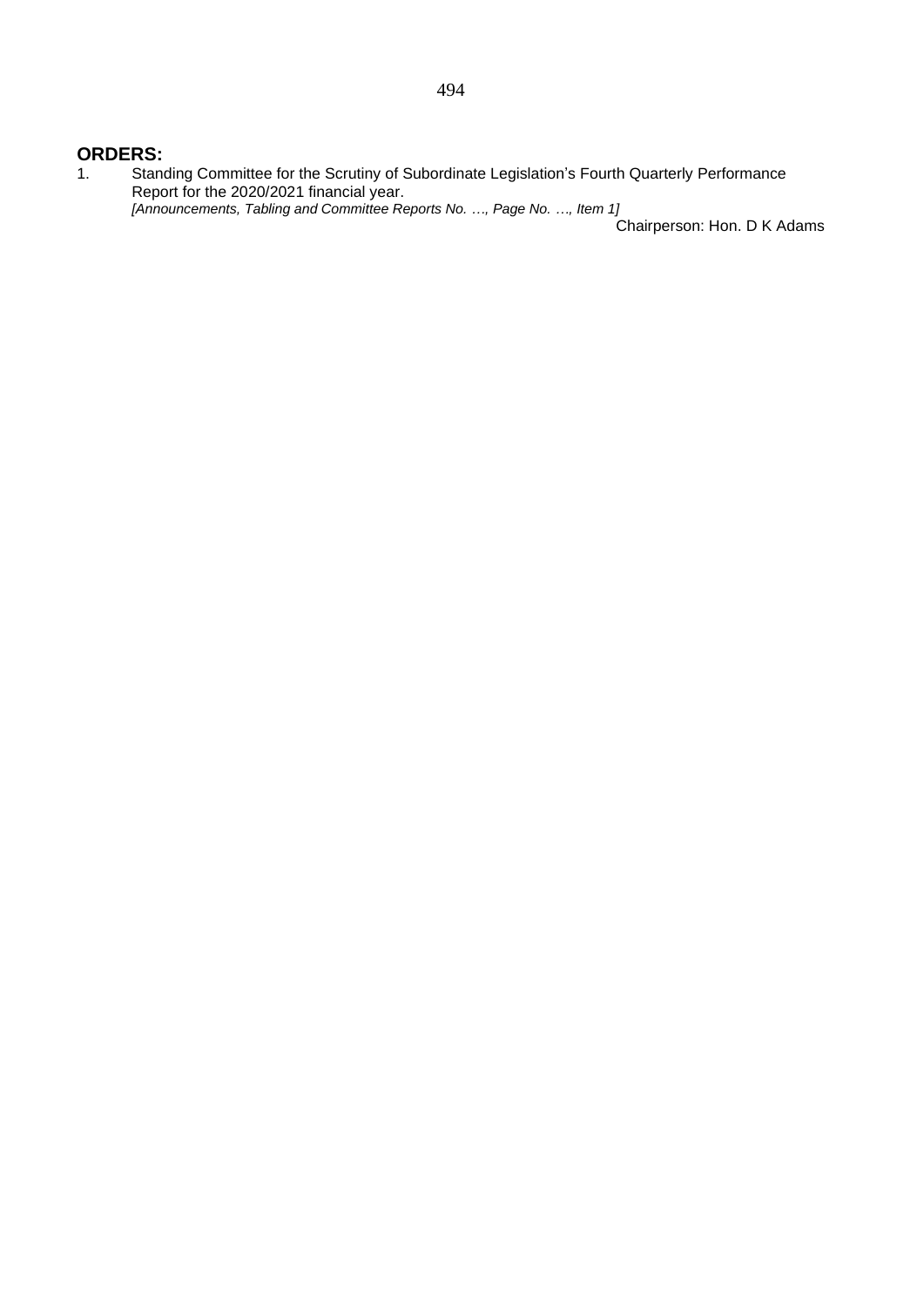## ORDERS:

1. Standing Committee for the Scrutiny of Subordinate Legislation's Fourth Quarterly Performance Report for the 2020/2021 financial year.
   *[Announcements, Tabling and Committee Reports No. …, Page No. …, Item 1]*

   Chairperson: Hon. D K Adams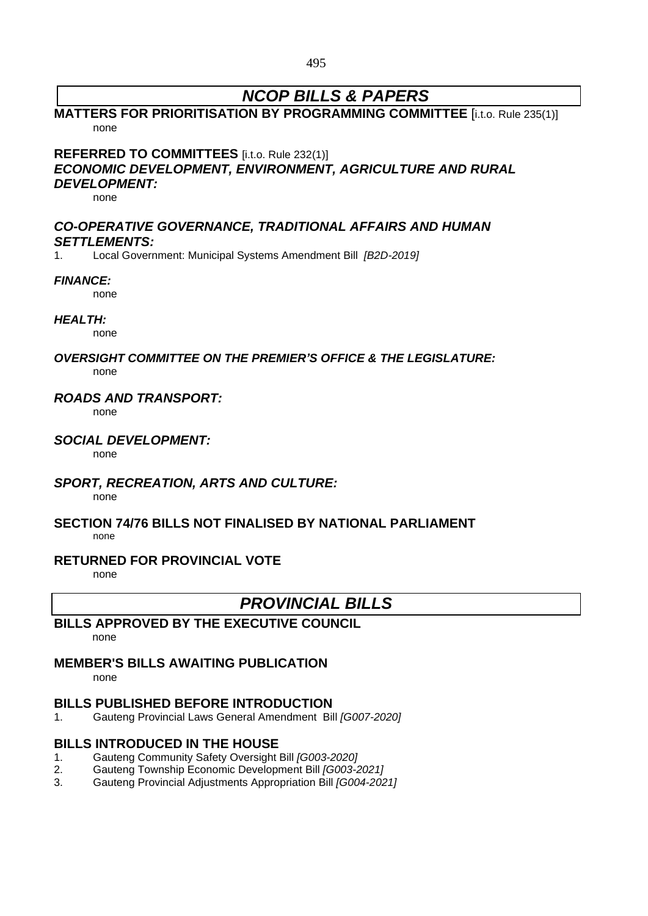# *NCOP BILLS & PAPERS*

**MATTERS FOR PRIORITISATION BY PROGRAMMING COMMITTEE** [i.t.o. Rule 235(1)]

none

**REFERRED TO COMMITTEES** [i.t.o. Rule 232(1)]

***ECONOMIC DEVELOPMENT, ENVIRONMENT, AGRICULTURE AND RURAL DEVELOPMENT:***

none

***CO-OPERATIVE GOVERNANCE, TRADITIONAL AFFAIRS AND HUMAN SETTLEMENTS:***

1. Local Government: Municipal Systems Amendment Bill *[B2D-2019]*

***FINANCE:***

none

***HEALTH:***

none

***OVERSIGHT COMMITTEE ON THE PREMIER'S OFFICE & THE LEGISLATURE:***

none

***ROADS AND TRANSPORT:***

none

***SOCIAL DEVELOPMENT:***

none

***SPORT, RECREATION, ARTS AND CULTURE:***

none

**SECTION 74/76 BILLS NOT FINALISED BY NATIONAL PARLIAMENT**

none

**RETURNED FOR PROVINCIAL VOTE**

none

# *PROVINCIAL BILLS*

**BILLS APPROVED BY THE EXECUTIVE COUNCIL**

none

**MEMBER'S BILLS AWAITING PUBLICATION**

none

**BILLS PUBLISHED BEFORE INTRODUCTION**

1. Gauteng Provincial Laws General Amendment Bill *[G007-2020]*

**BILLS INTRODUCED IN THE HOUSE**

1. Gauteng Community Safety Oversight Bill *[G003-2020]*
2. Gauteng Township Economic Development Bill *[G003-2021]*
3. Gauteng Provincial Adjustments Appropriation Bill *[G004-2021]*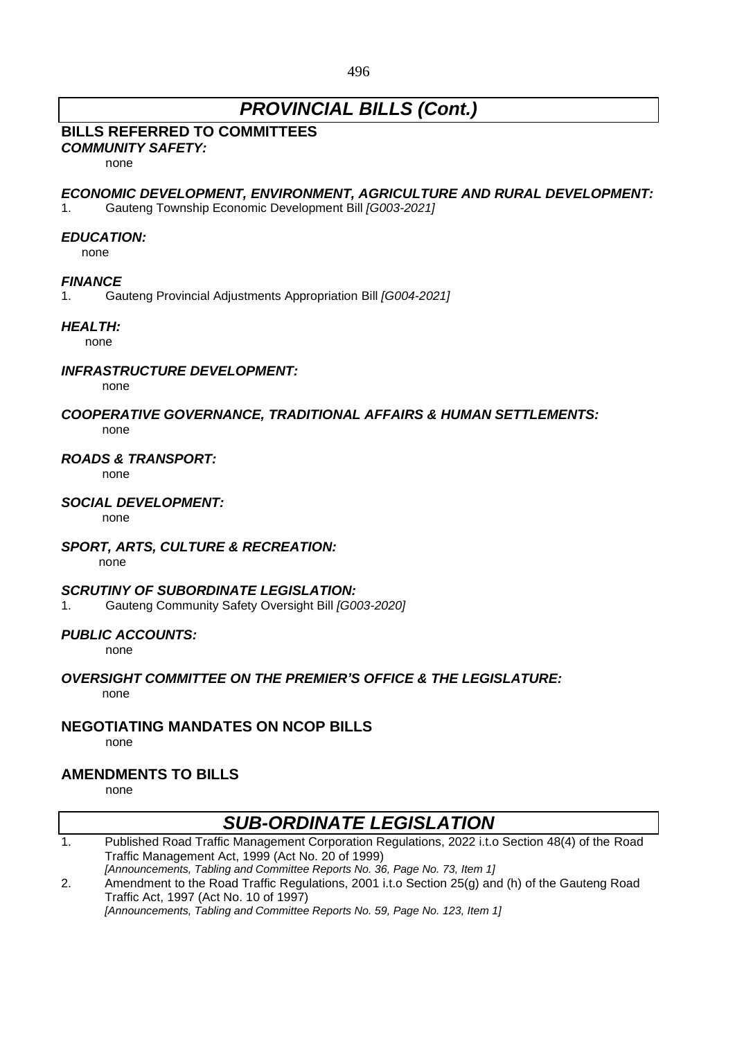# *PROVINCIAL BILLS (Cont.)*

## BILLS REFERRED TO COMMITTEES

***COMMUNITY SAFETY:***

none

***ECONOMIC DEVELOPMENT, ENVIRONMENT, AGRICULTURE AND RURAL DEVELOPMENT:***

1. Gauteng Township Economic Development Bill *[G003-2021]*

***EDUCATION:***

none

***FINANCE***

1. Gauteng Provincial Adjustments Appropriation Bill *[G004-2021]*

***HEALTH:***

none

***INFRASTRUCTURE DEVELOPMENT:***

none

***COOPERATIVE GOVERNANCE, TRADITIONAL AFFAIRS & HUMAN SETTLEMENTS:***

none

***ROADS & TRANSPORT:***

none

***SOCIAL DEVELOPMENT:***

none

***SPORT, ARTS, CULTURE & RECREATION:***

none

***SCRUTINY OF SUBORDINATE LEGISLATION:***

1. Gauteng Community Safety Oversight Bill *[G003-2020]*

***PUBLIC ACCOUNTS:***

none

***OVERSIGHT COMMITTEE ON THE PREMIER'S OFFICE & THE LEGISLATURE:***

none

## NEGOTIATING MANDATES ON NCOP BILLS

none

## AMENDMENTS TO BILLS

none

# *SUB-ORDINATE LEGISLATION*

1. Published Road Traffic Management Corporation Regulations, 2022 i.t.o Section 48(4) of the Road Traffic Management Act, 1999 (Act No. 20 of 1999)
   *[Announcements, Tabling and Committee Reports No. 36, Page No. 73, Item 1]*
2. Amendment to the Road Traffic Regulations, 2001 i.t.o Section 25(g) and (h) of the Gauteng Road Traffic Act, 1997 (Act No. 10 of 1997)
   *[Announcements, Tabling and Committee Reports No. 59, Page No. 123, Item 1]*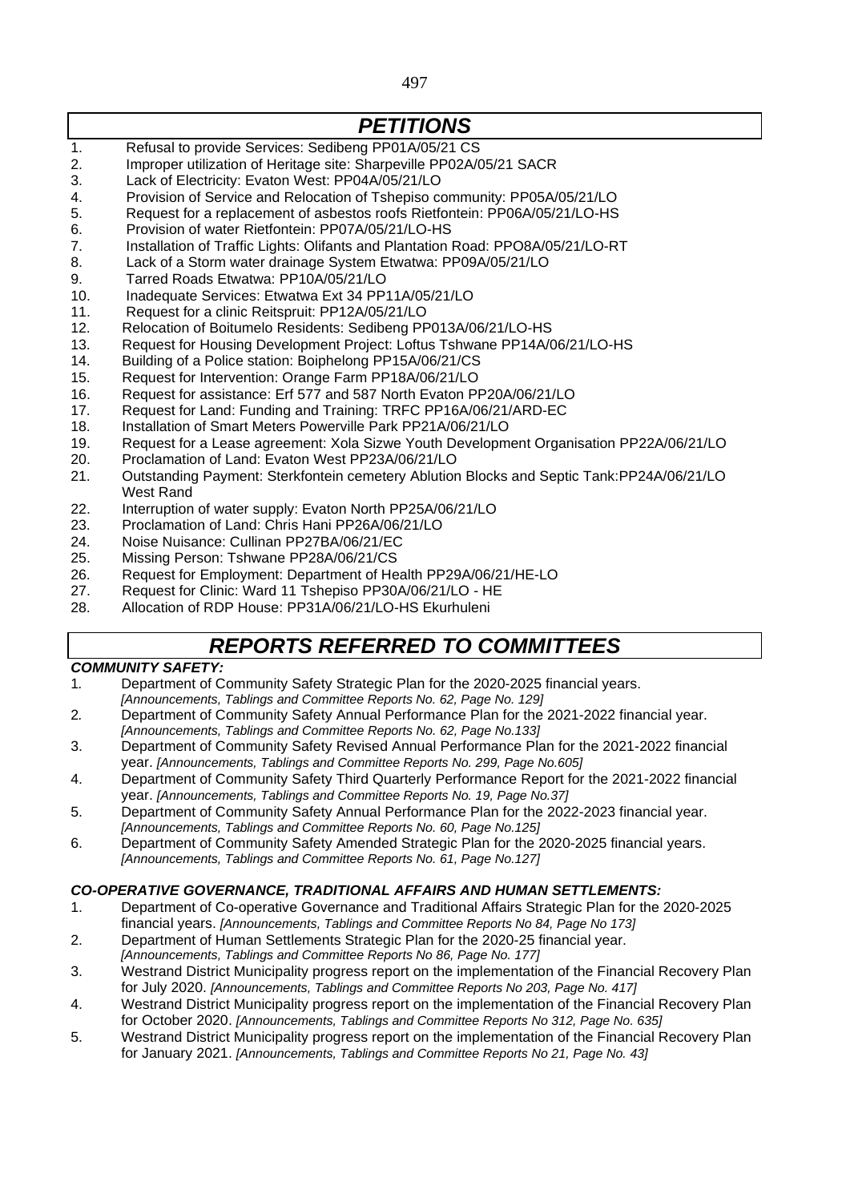# *PETITIONS*

1. Refusal to provide Services: Sedibeng PP01A/05/21 CS
2. Improper utilization of Heritage site: Sharpeville PP02A/05/21 SACR
3. Lack of Electricity: Evaton West: PP04A/05/21/LO
4. Provision of Service and Relocation of Tshepiso community: PP05A/05/21/LO
5. Request for a replacement of asbestos roofs Rietfontein: PP06A/05/21/LO-HS
6. Provision of water Rietfontein: PP07A/05/21/LO-HS
7. Installation of Traffic Lights: Olifants and Plantation Road: PPO8A/05/21/LO-RT
8. Lack of a Storm water drainage System Etwatwa: PP09A/05/21/LO
9. Tarred Roads Etwatwa: PP10A/05/21/LO
10. Inadequate Services: Etwatwa Ext 34 PP11A/05/21/LO
11. Request for a clinic Reitspruit: PP12A/05/21/LO
12. Relocation of Boitumelo Residents: Sedibeng PP013A/06/21/LO-HS
13. Request for Housing Development Project: Loftus Tshwane PP14A/06/21/LO-HS
14. Building of a Police station: Boiphelong PP15A/06/21/CS
15. Request for Intervention: Orange Farm PP18A/06/21/LO
16. Request for assistance: Erf 577 and 587 North Evaton PP20A/06/21/LO
17. Request for Land: Funding and Training: TRFC PP16A/06/21/ARD-EC
18. Installation of Smart Meters Powerville Park PP21A/06/21/LO
19. Request for a Lease agreement: Xola Sizwe Youth Development Organisation PP22A/06/21/LO
20. Proclamation of Land: Evaton West PP23A/06/21/LO
21. Outstanding Payment: Sterkfontein cemetery Ablution Blocks and Septic Tank:PP24A/06/21/LO West Rand
22. Interruption of water supply: Evaton North PP25A/06/21/LO
23. Proclamation of Land: Chris Hani PP26A/06/21/LO
24. Noise Nuisance: Cullinan PP27BA/06/21/EC
25. Missing Person: Tshwane PP28A/06/21/CS
26. Request for Employment: Department of Health PP29A/06/21/HE-LO
27. Request for Clinic: Ward 11 Tshepiso PP30A/06/21/LO - HE
28. Allocation of RDP House: PP31A/06/21/LO-HS Ekurhuleni

# *REPORTS REFERRED TO COMMITTEES*

***COMMUNITY SAFETY:***

1. Department of Community Safety Strategic Plan for the 2020-2025 financial years. *[Announcements, Tablings and Committee Reports No. 62, Page No. 129]*
2. Department of Community Safety Annual Performance Plan for the 2021-2022 financial year. *[Announcements, Tablings and Committee Reports No. 62, Page No.133]*
3. Department of Community Safety Revised Annual Performance Plan for the 2021-2022 financial year. *[Announcements, Tablings and Committee Reports No. 299, Page No.605]*
4. Department of Community Safety Third Quarterly Performance Report for the 2021-2022 financial year. *[Announcements, Tablings and Committee Reports No. 19, Page No.37]*
5. Department of Community Safety Annual Performance Plan for the 2022-2023 financial year. *[Announcements, Tablings and Committee Reports No. 60, Page No.125]*
6. Department of Community Safety Amended Strategic Plan for the 2020-2025 financial years. *[Announcements, Tablings and Committee Reports No. 61, Page No.127]*

***CO-OPERATIVE GOVERNANCE, TRADITIONAL AFFAIRS AND HUMAN SETTLEMENTS:***

1. Department of Co-operative Governance and Traditional Affairs Strategic Plan for the 2020-2025 financial years. *[Announcements, Tablings and Committee Reports No 84, Page No 173]*
2. Department of Human Settlements Strategic Plan for the 2020-25 financial year. *[Announcements, Tablings and Committee Reports No 86, Page No. 177]*
3. Westrand District Municipality progress report on the implementation of the Financial Recovery Plan for July 2020. *[Announcements, Tablings and Committee Reports No 203, Page No. 417]*
4. Westrand District Municipality progress report on the implementation of the Financial Recovery Plan for October 2020. *[Announcements, Tablings and Committee Reports No 312, Page No. 635]*
5. Westrand District Municipality progress report on the implementation of the Financial Recovery Plan for January 2021. *[Announcements, Tablings and Committee Reports No 21, Page No. 43]*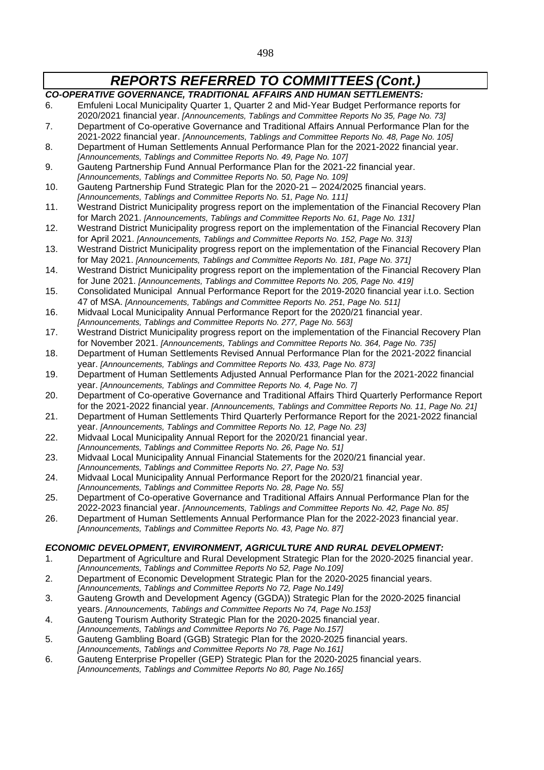## *REPORTS REFERRED TO COMMITTEES (Cont.)*

***CO-OPERATIVE GOVERNANCE, TRADITIONAL AFFAIRS AND HUMAN SETTLEMENTS:***

6. Emfuleni Local Municipality Quarter 1, Quarter 2 and Mid-Year Budget Performance reports for 2020/2021 financial year. *[Announcements, Tablings and Committee Reports No 35, Page No. 73]*
7. Department of Co-operative Governance and Traditional Affairs Annual Performance Plan for the 2021-2022 financial year. *[Announcements, Tablings and Committee Reports No. 48, Page No. 105]*
8. Department of Human Settlements Annual Performance Plan for the 2021-2022 financial year. *[Announcements, Tablings and Committee Reports No. 49, Page No. 107]*
9. Gauteng Partnership Fund Annual Performance Plan for the 2021-22 financial year. *[Announcements, Tablings and Committee Reports No. 50, Page No. 109]*
10. Gauteng Partnership Fund Strategic Plan for the 2020-21 – 2024/2025 financial years. *[Announcements, Tablings and Committee Reports No. 51, Page No. 111]*
11. Westrand District Municipality progress report on the implementation of the Financial Recovery Plan for March 2021. *[Announcements, Tablings and Committee Reports No. 61, Page No. 131]*
12. Westrand District Municipality progress report on the implementation of the Financial Recovery Plan for April 2021. *[Announcements, Tablings and Committee Reports No. 152, Page No. 313]*
13. Westrand District Municipality progress report on the implementation of the Financial Recovery Plan for May 2021. *[Announcements, Tablings and Committee Reports No. 181, Page No. 371]*
14. Westrand District Municipality progress report on the implementation of the Financial Recovery Plan for June 2021. *[Announcements, Tablings and Committee Reports No. 205, Page No. 419]*
15. Consolidated Municipal Annual Performance Report for the 2019-2020 financial year i.t.o. Section 47 of MSA. *[Announcements, Tablings and Committee Reports No. 251, Page No. 511]*
16. Midvaal Local Municipality Annual Performance Report for the 2020/21 financial year. *[Announcements, Tablings and Committee Reports No. 277, Page No. 563]*
17. Westrand District Municipality progress report on the implementation of the Financial Recovery Plan for November 2021. *[Announcements, Tablings and Committee Reports No. 364, Page No. 735]*
18. Department of Human Settlements Revised Annual Performance Plan for the 2021-2022 financial year. *[Announcements, Tablings and Committee Reports No. 433, Page No. 873]*
19. Department of Human Settlements Adjusted Annual Performance Plan for the 2021-2022 financial year. *[Announcements, Tablings and Committee Reports No. 4, Page No. 7]*
20. Department of Co-operative Governance and Traditional Affairs Third Quarterly Performance Report for the 2021-2022 financial year. *[Announcements, Tablings and Committee Reports No. 11, Page No. 21]*
21. Department of Human Settlements Third Quarterly Performance Report for the 2021-2022 financial year. *[Announcements, Tablings and Committee Reports No. 12, Page No. 23]*
22. Midvaal Local Municipality Annual Report for the 2020/21 financial year. *[Announcements, Tablings and Committee Reports No. 26, Page No. 51]*
23. Midvaal Local Municipality Annual Financial Statements for the 2020/21 financial year. *[Announcements, Tablings and Committee Reports No. 27, Page No. 53]*
24. Midvaal Local Municipality Annual Performance Report for the 2020/21 financial year. *[Announcements, Tablings and Committee Reports No. 28, Page No. 55]*
25. Department of Co-operative Governance and Traditional Affairs Annual Performance Plan for the 2022-2023 financial year. *[Announcements, Tablings and Committee Reports No. 42, Page No. 85]*
26. Department of Human Settlements Annual Performance Plan for the 2022-2023 financial year. *[Announcements, Tablings and Committee Reports No. 43, Page No. 87]*

***ECONOMIC DEVELOPMENT, ENVIRONMENT, AGRICULTURE AND RURAL DEVELOPMENT:***

1. Department of Agriculture and Rural Development Strategic Plan for the 2020-2025 financial year. *[Announcements, Tablings and Committee Reports No 52, Page No.109]*
2. Department of Economic Development Strategic Plan for the 2020-2025 financial years. *[Announcements, Tablings and Committee Reports No 72, Page No.149]*
3. Gauteng Growth and Development Agency (GGDA)) Strategic Plan for the 2020-2025 financial years. *[Announcements, Tablings and Committee Reports No 74, Page No.153]*
4. Gauteng Tourism Authority Strategic Plan for the 2020-2025 financial year. *[Announcements, Tablings and Committee Reports No 76, Page No.157]*
5. Gauteng Gambling Board (GGB) Strategic Plan for the 2020-2025 financial years. *[Announcements, Tablings and Committee Reports No 78, Page No.161]*
6. Gauteng Enterprise Propeller (GEP) Strategic Plan for the 2020-2025 financial years. *[Announcements, Tablings and Committee Reports No 80, Page No.165]*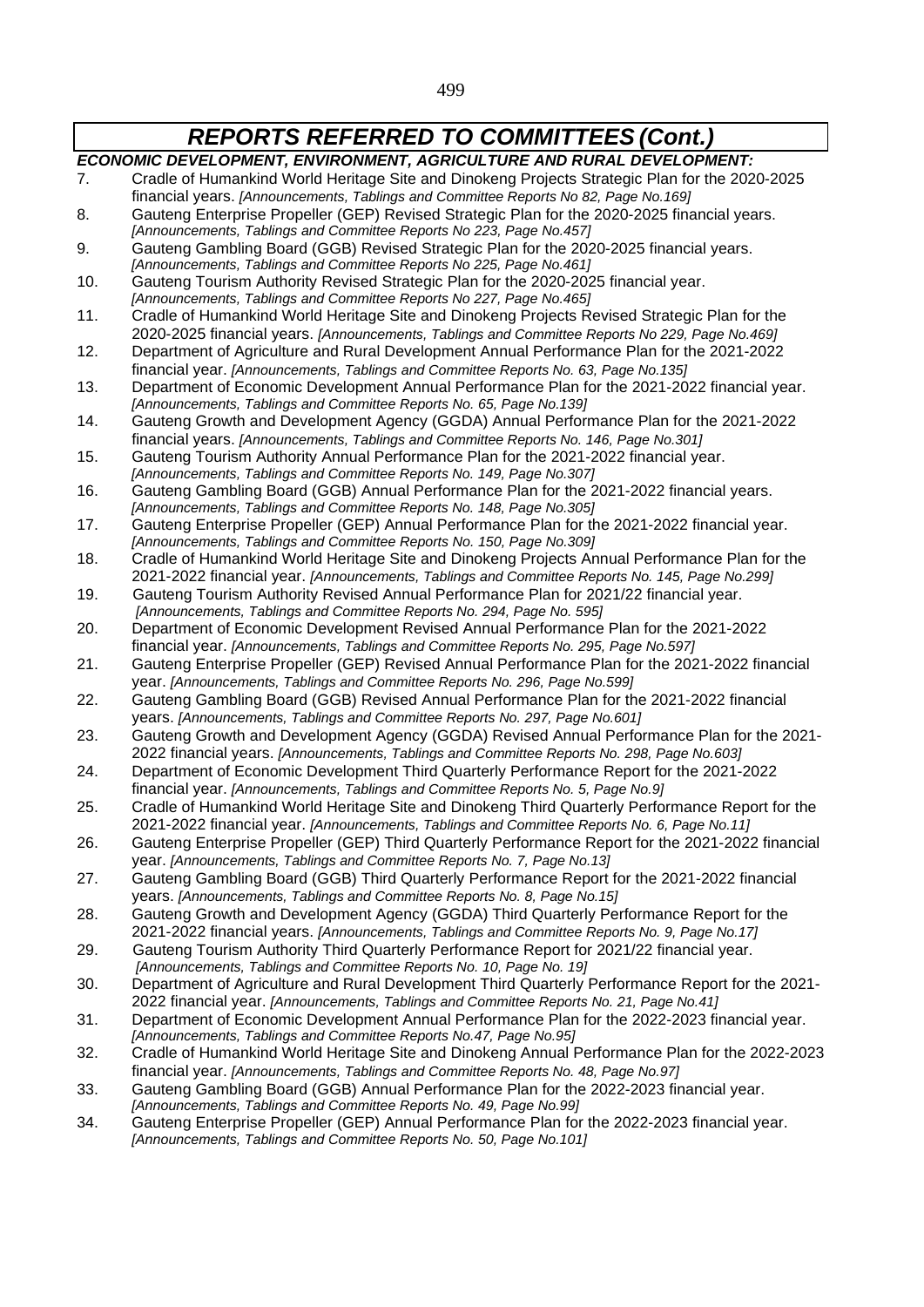## *REPORTS REFERRED TO COMMITTEES (Cont.)*

***ECONOMIC DEVELOPMENT, ENVIRONMENT, AGRICULTURE AND RURAL DEVELOPMENT:***

7. Cradle of Humankind World Heritage Site and Dinokeng Projects Strategic Plan for the 2020-2025 financial years. *[Announcements, Tablings and Committee Reports No 82, Page No.169]*
8. Gauteng Enterprise Propeller (GEP) Revised Strategic Plan for the 2020-2025 financial years. *[Announcements, Tablings and Committee Reports No 223, Page No.457]*
9. Gauteng Gambling Board (GGB) Revised Strategic Plan for the 2020-2025 financial years. *[Announcements, Tablings and Committee Reports No 225, Page No.461]*
10. Gauteng Tourism Authority Revised Strategic Plan for the 2020-2025 financial year. *[Announcements, Tablings and Committee Reports No 227, Page No.465]*
11. Cradle of Humankind World Heritage Site and Dinokeng Projects Revised Strategic Plan for the 2020-2025 financial years. *[Announcements, Tablings and Committee Reports No 229, Page No.469]*
12. Department of Agriculture and Rural Development Annual Performance Plan for the 2021-2022 financial year. *[Announcements, Tablings and Committee Reports No. 63, Page No.135]*
13. Department of Economic Development Annual Performance Plan for the 2021-2022 financial year. *[Announcements, Tablings and Committee Reports No. 65, Page No.139]*
14. Gauteng Growth and Development Agency (GGDA) Annual Performance Plan for the 2021-2022 financial years. *[Announcements, Tablings and Committee Reports No. 146, Page No.301]*
15. Gauteng Tourism Authority Annual Performance Plan for the 2021-2022 financial year. *[Announcements, Tablings and Committee Reports No. 149, Page No.307]*
16. Gauteng Gambling Board (GGB) Annual Performance Plan for the 2021-2022 financial years. *[Announcements, Tablings and Committee Reports No. 148, Page No.305]*
17. Gauteng Enterprise Propeller (GEP) Annual Performance Plan for the 2021-2022 financial year. *[Announcements, Tablings and Committee Reports No. 150, Page No.309]*
18. Cradle of Humankind World Heritage Site and Dinokeng Projects Annual Performance Plan for the 2021-2022 financial year. *[Announcements, Tablings and Committee Reports No. 145, Page No.299]*
19. Gauteng Tourism Authority Revised Annual Performance Plan for 2021/22 financial year. *[Announcements, Tablings and Committee Reports No. 294, Page No. 595]*
20. Department of Economic Development Revised Annual Performance Plan for the 2021-2022 financial year. *[Announcements, Tablings and Committee Reports No. 295, Page No.597]*
21. Gauteng Enterprise Propeller (GEP) Revised Annual Performance Plan for the 2021-2022 financial year. *[Announcements, Tablings and Committee Reports No. 296, Page No.599]*
22. Gauteng Gambling Board (GGB) Revised Annual Performance Plan for the 2021-2022 financial years. *[Announcements, Tablings and Committee Reports No. 297, Page No.601]*
23. Gauteng Growth and Development Agency (GGDA) Revised Annual Performance Plan for the 2021-2022 financial years. *[Announcements, Tablings and Committee Reports No. 298, Page No.603]*
24. Department of Economic Development Third Quarterly Performance Report for the 2021-2022 financial year. *[Announcements, Tablings and Committee Reports No. 5, Page No.9]*
25. Cradle of Humankind World Heritage Site and Dinokeng Third Quarterly Performance Report for the 2021-2022 financial year. *[Announcements, Tablings and Committee Reports No. 6, Page No.11]*
26. Gauteng Enterprise Propeller (GEP) Third Quarterly Performance Report for the 2021-2022 financial year. *[Announcements, Tablings and Committee Reports No. 7, Page No.13]*
27. Gauteng Gambling Board (GGB) Third Quarterly Performance Report for the 2021-2022 financial years. *[Announcements, Tablings and Committee Reports No. 8, Page No.15]*
28. Gauteng Growth and Development Agency (GGDA) Third Quarterly Performance Report for the 2021-2022 financial years. *[Announcements, Tablings and Committee Reports No. 9, Page No.17]*
29. Gauteng Tourism Authority Third Quarterly Performance Report for 2021/22 financial year. *[Announcements, Tablings and Committee Reports No. 10, Page No. 19]*
30. Department of Agriculture and Rural Development Third Quarterly Performance Report for the 2021-2022 financial year. *[Announcements, Tablings and Committee Reports No. 21, Page No.41]*
31. Department of Economic Development Annual Performance Plan for the 2022-2023 financial year. *[Announcements, Tablings and Committee Reports No.47, Page No.95]*
32. Cradle of Humankind World Heritage Site and Dinokeng Annual Performance Plan for the 2022-2023 financial year. *[Announcements, Tablings and Committee Reports No. 48, Page No.97]*
33. Gauteng Gambling Board (GGB) Annual Performance Plan for the 2022-2023 financial year. *[Announcements, Tablings and Committee Reports No. 49, Page No.99]*
34. Gauteng Enterprise Propeller (GEP) Annual Performance Plan for the 2022-2023 financial year. *[Announcements, Tablings and Committee Reports No. 50, Page No.101]*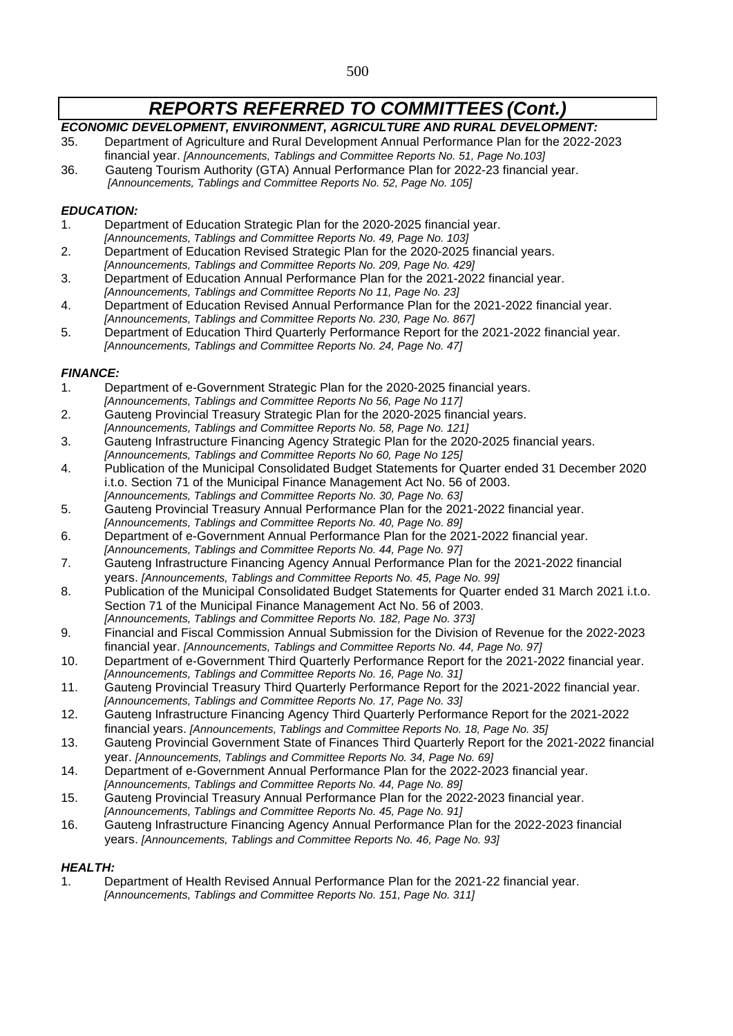# *REPORTS REFERRED TO COMMITTEES (Cont.)*

***ECONOMIC DEVELOPMENT, ENVIRONMENT, AGRICULTURE AND RURAL DEVELOPMENT:***

35. Department of Agriculture and Rural Development Annual Performance Plan for the 2022-2023 financial year. *[Announcements, Tablings and Committee Reports No. 51, Page No.103]*
36. Gauteng Tourism Authority (GTA) Annual Performance Plan for 2022-23 financial year. *[Announcements, Tablings and Committee Reports No. 52, Page No. 105]*

***EDUCATION:***

1. Department of Education Strategic Plan for the 2020-2025 financial year. *[Announcements, Tablings and Committee Reports No. 49, Page No. 103]*
2. Department of Education Revised Strategic Plan for the 2020-2025 financial years. *[Announcements, Tablings and Committee Reports No. 209, Page No. 429]*
3. Department of Education Annual Performance Plan for the 2021-2022 financial year. *[Announcements, Tablings and Committee Reports No 11, Page No. 23]*
4. Department of Education Revised Annual Performance Plan for the 2021-2022 financial year. *[Announcements, Tablings and Committee Reports No. 230, Page No. 867]*
5. Department of Education Third Quarterly Performance Report for the 2021-2022 financial year. *[Announcements, Tablings and Committee Reports No. 24, Page No. 47]*

***FINANCE:***

1. Department of e-Government Strategic Plan for the 2020-2025 financial years. *[Announcements, Tablings and Committee Reports No 56, Page No 117]*
2. Gauteng Provincial Treasury Strategic Plan for the 2020-2025 financial years. *[Announcements, Tablings and Committee Reports No. 58, Page No. 121]*
3. Gauteng Infrastructure Financing Agency Strategic Plan for the 2020-2025 financial years. *[Announcements, Tablings and Committee Reports No 60, Page No 125]*
4. Publication of the Municipal Consolidated Budget Statements for Quarter ended 31 December 2020 i.t.o. Section 71 of the Municipal Finance Management Act No. 56 of 2003. *[Announcements, Tablings and Committee Reports No. 30, Page No. 63]*
5. Gauteng Provincial Treasury Annual Performance Plan for the 2021-2022 financial year. *[Announcements, Tablings and Committee Reports No. 40, Page No. 89]*
6. Department of e-Government Annual Performance Plan for the 2021-2022 financial year. *[Announcements, Tablings and Committee Reports No. 44, Page No. 97]*
7. Gauteng Infrastructure Financing Agency Annual Performance Plan for the 2021-2022 financial years. *[Announcements, Tablings and Committee Reports No. 45, Page No. 99]*
8. Publication of the Municipal Consolidated Budget Statements for Quarter ended 31 March 2021 i.t.o. Section 71 of the Municipal Finance Management Act No. 56 of 2003. *[Announcements, Tablings and Committee Reports No. 182, Page No. 373]*
9. Financial and Fiscal Commission Annual Submission for the Division of Revenue for the 2022-2023 financial year. *[Announcements, Tablings and Committee Reports No. 44, Page No. 97]*
10. Department of e-Government Third Quarterly Performance Report for the 2021-2022 financial year. *[Announcements, Tablings and Committee Reports No. 16, Page No. 31]*
11. Gauteng Provincial Treasury Third Quarterly Performance Report for the 2021-2022 financial year. *[Announcements, Tablings and Committee Reports No. 17, Page No. 33]*
12. Gauteng Infrastructure Financing Agency Third Quarterly Performance Report for the 2021-2022 financial years. *[Announcements, Tablings and Committee Reports No. 18, Page No. 35]*
13. Gauteng Provincial Government State of Finances Third Quarterly Report for the 2021-2022 financial year. *[Announcements, Tablings and Committee Reports No. 34, Page No. 69]*
14. Department of e-Government Annual Performance Plan for the 2022-2023 financial year. *[Announcements, Tablings and Committee Reports No. 44, Page No. 89]*
15. Gauteng Provincial Treasury Annual Performance Plan for the 2022-2023 financial year. *[Announcements, Tablings and Committee Reports No. 45, Page No. 91]*
16. Gauteng Infrastructure Financing Agency Annual Performance Plan for the 2022-2023 financial years. *[Announcements, Tablings and Committee Reports No. 46, Page No. 93]*

***HEALTH:***

1. Department of Health Revised Annual Performance Plan for the 2021-22 financial year. *[Announcements, Tablings and Committee Reports No. 151, Page No. 311]*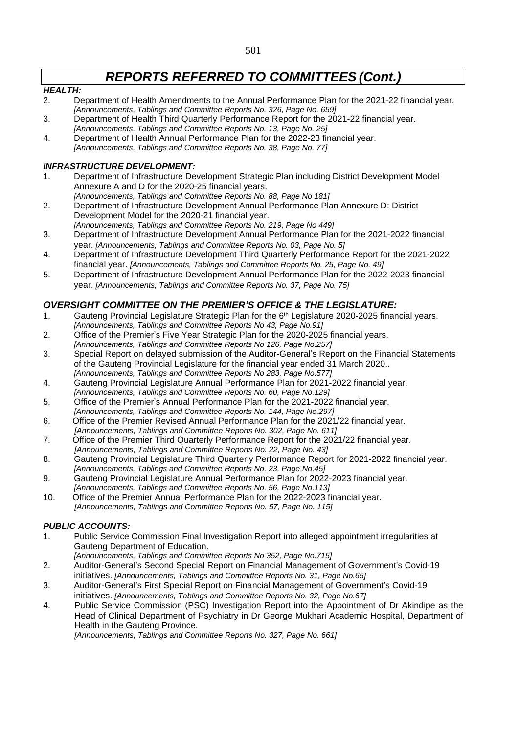# *REPORTS REFERRED TO COMMITTEES (Cont.)*

***HEALTH:***

2. Department of Health Amendments to the Annual Performance Plan for the 2021-22 financial year. *[Announcements, Tablings and Committee Reports No. 326, Page No. 659]*
3. Department of Health Third Quarterly Performance Report for the 2021-22 financial year. *[Announcements, Tablings and Committee Reports No. 13, Page No. 25]*
4. Department of Health Annual Performance Plan for the 2022-23 financial year. *[Announcements, Tablings and Committee Reports No. 38, Page No. 77]*

***INFRASTRUCTURE DEVELOPMENT:***

1. Department of Infrastructure Development Strategic Plan including District Development Model Annexure A and D for the 2020-25 financial years. *[Announcements, Tablings and Committee Reports No. 88, Page No 181]*
2. Department of Infrastructure Development Annual Performance Plan Annexure D: District Development Model for the 2020-21 financial year. *[Announcements, Tablings and Committee Reports No. 219, Page No 449]*
3. Department of Infrastructure Development Annual Performance Plan for the 2021-2022 financial year. *[Announcements, Tablings and Committee Reports No. 03, Page No. 5]*
4. Department of Infrastructure Development Third Quarterly Performance Report for the 2021-2022 financial year. *[Announcements, Tablings and Committee Reports No. 25, Page No. 49]*
5. Department of Infrastructure Development Annual Performance Plan for the 2022-2023 financial year. *[Announcements, Tablings and Committee Reports No. 37, Page No. 75]*

## *OVERSIGHT COMMITTEE ON THE PREMIER'S OFFICE & THE LEGISLATURE:*

1. Gauteng Provincial Legislature Strategic Plan for the 6th Legislature 2020-2025 financial years. *[Announcements, Tablings and Committee Reports No 43, Page No.91]*
2. Office of the Premier's Five Year Strategic Plan for the 2020-2025 financial years. *[Announcements, Tablings and Committee Reports No 126, Page No.257]*
3. Special Report on delayed submission of the Auditor-General's Report on the Financial Statements of the Gauteng Provincial Legislature for the financial year ended 31 March 2020.. *[Announcements, Tablings and Committee Reports No 283, Page No.577]*
4. Gauteng Provincial Legislature Annual Performance Plan for 2021-2022 financial year. *[Announcements, Tablings and Committee Reports No. 60, Page No.129]*
5. Office of the Premier's Annual Performance Plan for the 2021-2022 financial year. *[Announcements, Tablings and Committee Reports No. 144, Page No.297]*
6. Office of the Premier Revised Annual Performance Plan for the 2021/22 financial year. *[Announcements, Tablings and Committee Reports No. 302, Page No. 611]*
7. Office of the Premier Third Quarterly Performance Report for the 2021/22 financial year. *[Announcements, Tablings and Committee Reports No. 22, Page No. 43]*
8. Gauteng Provincial Legislature Third Quarterly Performance Report for 2021-2022 financial year. *[Announcements, Tablings and Committee Reports No. 23, Page No.45]*
9. Gauteng Provincial Legislature Annual Performance Plan for 2022-2023 financial year. *[Announcements, Tablings and Committee Reports No. 56, Page No.113]*
10. Office of the Premier Annual Performance Plan for the 2022-2023 financial year. *[Announcements, Tablings and Committee Reports No. 57, Page No. 115]*

***PUBLIC ACCOUNTS:***

1. Public Service Commission Final Investigation Report into alleged appointment irregularities at Gauteng Department of Education. *[Announcements, Tablings and Committee Reports No 352, Page No.715]*
2. Auditor-General's Second Special Report on Financial Management of Government's Covid-19 initiatives. *[Announcements, Tablings and Committee Reports No. 31, Page No.65]*
3. Auditor-General's First Special Report on Financial Management of Government's Covid-19 initiatives. *[Announcements, Tablings and Committee Reports No. 32, Page No.67]*
4. Public Service Commission (PSC) Investigation Report into the Appointment of Dr Akindipe as the Head of Clinical Department of Psychiatry in Dr George Mukhari Academic Hospital, Department of Health in the Gauteng Province. *[Announcements, Tablings and Committee Reports No. 327, Page No. 661]*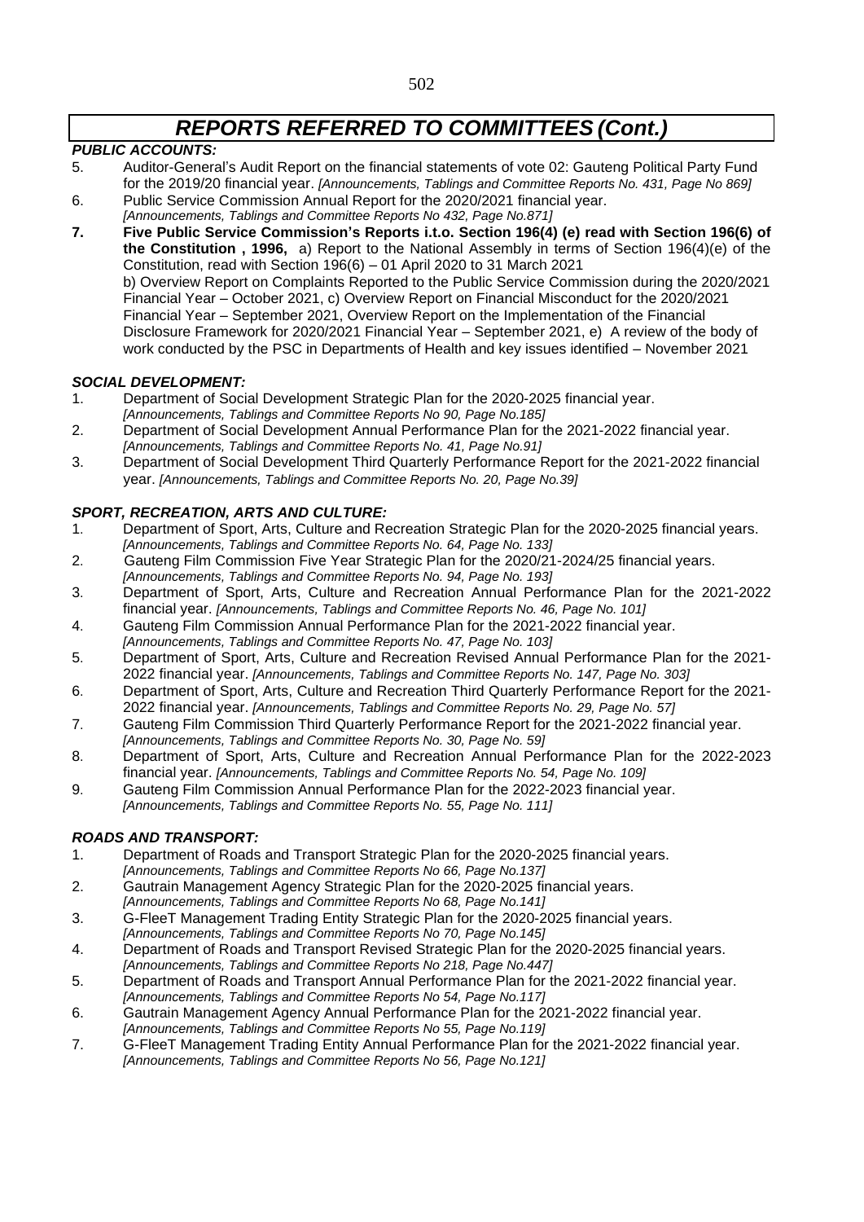# *REPORTS REFERRED TO COMMITTEES (Cont.)*

### *PUBLIC ACCOUNTS:*

5. Auditor-General's Audit Report on the financial statements of vote 02: Gauteng Political Party Fund for the 2019/20 financial year. *[Announcements, Tablings and Committee Reports No. 431, Page No 869]*
6. Public Service Commission Annual Report for the 2020/2021 financial year. *[Announcements, Tablings and Committee Reports No 432, Page No.871]*
7. **Five Public Service Commission's Reports i.t.o. Section 196(4) (e) read with Section 196(6) of the Constitution , 1996,** a) Report to the National Assembly in terms of Section 196(4)(e) of the Constitution, read with Section 196(6) – 01 April 2020 to 31 March 2021
   b) Overview Report on Complaints Reported to the Public Service Commission during the 2020/2021 Financial Year – October 2021, c) Overview Report on Financial Misconduct for the 2020/2021 Financial Year – September 2021, Overview Report on the Implementation of the Financial Disclosure Framework for 2020/2021 Financial Year – September 2021, e) A review of the body of work conducted by the PSC in Departments of Health and key issues identified – November 2021

### *SOCIAL DEVELOPMENT:*

1. Department of Social Development Strategic Plan for the 2020-2025 financial year. *[Announcements, Tablings and Committee Reports No 90, Page No.185]*
2. Department of Social Development Annual Performance Plan for the 2021-2022 financial year. *[Announcements, Tablings and Committee Reports No. 41, Page No.91]*
3. Department of Social Development Third Quarterly Performance Report for the 2021-2022 financial year. *[Announcements, Tablings and Committee Reports No. 20, Page No.39]*

### *SPORT, RECREATION, ARTS AND CULTURE:*

1. Department of Sport, Arts, Culture and Recreation Strategic Plan for the 2020-2025 financial years. *[Announcements, Tablings and Committee Reports No. 64, Page No. 133]*
2. Gauteng Film Commission Five Year Strategic Plan for the 2020/21-2024/25 financial years. *[Announcements, Tablings and Committee Reports No. 94, Page No. 193]*
3. Department of Sport, Arts, Culture and Recreation Annual Performance Plan for the 2021-2022 financial year. *[Announcements, Tablings and Committee Reports No. 46, Page No. 101]*
4. Gauteng Film Commission Annual Performance Plan for the 2021-2022 financial year. *[Announcements, Tablings and Committee Reports No. 47, Page No. 103]*
5. Department of Sport, Arts, Culture and Recreation Revised Annual Performance Plan for the 2021-2022 financial year. *[Announcements, Tablings and Committee Reports No. 147, Page No. 303]*
6. Department of Sport, Arts, Culture and Recreation Third Quarterly Performance Report for the 2021-2022 financial year. *[Announcements, Tablings and Committee Reports No. 29, Page No. 57]*
7. Gauteng Film Commission Third Quarterly Performance Report for the 2021-2022 financial year. *[Announcements, Tablings and Committee Reports No. 30, Page No. 59]*
8. Department of Sport, Arts, Culture and Recreation Annual Performance Plan for the 2022-2023 financial year. *[Announcements, Tablings and Committee Reports No. 54, Page No. 109]*
9. Gauteng Film Commission Annual Performance Plan for the 2022-2023 financial year. *[Announcements, Tablings and Committee Reports No. 55, Page No. 111]*

### *ROADS AND TRANSPORT:*

1. Department of Roads and Transport Strategic Plan for the 2020-2025 financial years. *[Announcements, Tablings and Committee Reports No 66, Page No.137]*
2. Gautrain Management Agency Strategic Plan for the 2020-2025 financial years. *[Announcements, Tablings and Committee Reports No 68, Page No.141]*
3. G-FleeT Management Trading Entity Strategic Plan for the 2020-2025 financial years. *[Announcements, Tablings and Committee Reports No 70, Page No.145]*
4. Department of Roads and Transport Revised Strategic Plan for the 2020-2025 financial years. *[Announcements, Tablings and Committee Reports No 218, Page No.447]*
5. Department of Roads and Transport Annual Performance Plan for the 2021-2022 financial year. *[Announcements, Tablings and Committee Reports No 54, Page No.117]*
6. Gautrain Management Agency Annual Performance Plan for the 2021-2022 financial year. *[Announcements, Tablings and Committee Reports No 55, Page No.119]*
7. G-FleeT Management Trading Entity Annual Performance Plan for the 2021-2022 financial year. *[Announcements, Tablings and Committee Reports No 56, Page No.121]*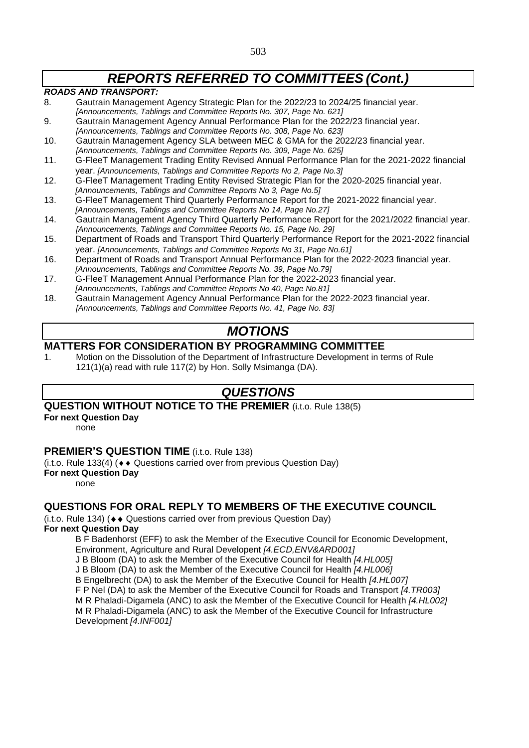# *REPORTS REFERRED TO COMMITTEES (Cont.)*

***ROADS AND TRANSPORT:***

8. Gautrain Management Agency Strategic Plan for the 2022/23 to 2024/25 financial year. *[Announcements, Tablings and Committee Reports No. 307, Page No. 621]*
9. Gautrain Management Agency Annual Performance Plan for the 2022/23 financial year. *[Announcements, Tablings and Committee Reports No. 308, Page No. 623]*
10. Gautrain Management Agency SLA between MEC & GMA for the 2022/23 financial year. *[Announcements, Tablings and Committee Reports No. 309, Page No. 625]*
11. G-FleeT Management Trading Entity Revised Annual Performance Plan for the 2021-2022 financial year. *[Announcements, Tablings and Committee Reports No 2, Page No.3]*
12. G-FleeT Management Trading Entity Revised Strategic Plan for the 2020-2025 financial year. *[Announcements, Tablings and Committee Reports No 3, Page No.5]*
13. G-FleeT Management Third Quarterly Performance Report for the 2021-2022 financial year. *[Announcements, Tablings and Committee Reports No 14, Page No.27]*
14. Gautrain Management Agency Third Quarterly Performance Report for the 2021/2022 financial year. *[Announcements, Tablings and Committee Reports No. 15, Page No. 29]*
15. Department of Roads and Transport Third Quarterly Performance Report for the 2021-2022 financial year. *[Announcements, Tablings and Committee Reports No 31, Page No.61]*
16. Department of Roads and Transport Annual Performance Plan for the 2022-2023 financial year. *[Announcements, Tablings and Committee Reports No. 39, Page No.79]*
17. G-FleeT Management Annual Performance Plan for the 2022-2023 financial year. *[Announcements, Tablings and Committee Reports No 40, Page No.81]*
18. Gautrain Management Agency Annual Performance Plan for the 2022-2023 financial year. *[Announcements, Tablings and Committee Reports No. 41, Page No. 83]*

# *MOTIONS*

## MATTERS FOR CONSIDERATION BY PROGRAMMING COMMITTEE

1. Motion on the Dissolution of the Department of Infrastructure Development in terms of Rule 121(1)(a) read with rule 117(2) by Hon. Solly Msimanga (DA).

# *QUESTIONS*

## QUESTION WITHOUT NOTICE TO THE PREMIER (i.t.o. Rule 138(5)

**For next Question Day**

none

## PREMIER'S QUESTION TIME (i.t.o. Rule 138)

(i.t.o. Rule 133(4) (♦♦ Questions carried over from previous Question Day)

**For next Question Day**

none

## QUESTIONS FOR ORAL REPLY TO MEMBERS OF THE EXECUTIVE COUNCIL

(i.t.o. Rule 134) (♦♦ Questions carried over from previous Question Day)

**For next Question Day**

B F Badenhorst (EFF) to ask the Member of the Executive Council for Economic Development, Environment, Agriculture and Rural Develepent *[4.ECD,ENV&ARD001]*

J B Bloom (DA) to ask the Member of the Executive Council for Health *[4.HL005]*

J B Bloom (DA) to ask the Member of the Executive Council for Health *[4.HL006]*

B Engelbrecht (DA) to ask the Member of the Executive Council for Health *[4.HL007]*

F P Nel (DA) to ask the Member of the Executive Council for Roads and Transport *[4.TR003]*

M R Phaladi-Digamela (ANC) to ask the Member of the Executive Council for Health *[4.HL002]*

M R Phaladi-Digamela (ANC) to ask the Member of the Executive Council for Infrastructure Development *[4.INF001]*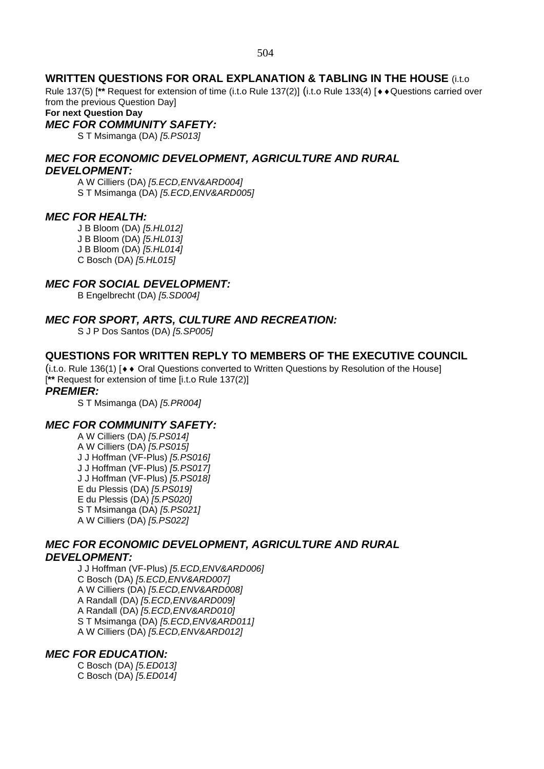## WRITTEN QUESTIONS FOR ORAL EXPLANATION & TABLING IN THE HOUSE (i.t.o Rule 137(5) [** Request for extension of time (i.t.o Rule 137(2)] (i.t.o Rule 133(4) [♦♦Questions carried over from the previous Question Day]

**For next Question Day**

### *MEC FOR COMMUNITY SAFETY:*

S T Msimanga (DA) *[5.PS013]*

### *MEC FOR ECONOMIC DEVELOPMENT, AGRICULTURE AND RURAL DEVELOPMENT:*

A W Cilliers (DA) *[5.ECD,ENV&ARD004]*
S T Msimanga (DA) *[5.ECD,ENV&ARD005]*

### *MEC FOR HEALTH:*

J B Bloom (DA) *[5.HL012]*
J B Bloom (DA) *[5.HL013]*
J B Bloom (DA) *[5.HL014]*
C Bosch (DA) *[5.HL015]*

### *MEC FOR SOCIAL DEVELOPMENT:*

B Engelbrecht (DA) *[5.SD004]*

### *MEC FOR SPORT, ARTS, CULTURE AND RECREATION:*

S J P Dos Santos (DA) *[5.SP005]*

## QUESTIONS FOR WRITTEN REPLY TO MEMBERS OF THE EXECUTIVE COUNCIL

(i.t.o. Rule 136(1) [♦♦ Oral Questions converted to Written Questions by Resolution of the House] [** Request for extension of time [i.t.o Rule 137(2)]

### *PREMIER:*

S T Msimanga (DA) *[5.PR004]*

### *MEC FOR COMMUNITY SAFETY:*

A W Cilliers (DA) *[5.PS014]*
A W Cilliers (DA) *[5.PS015]*
J J Hoffman (VF-Plus) *[5.PS016]*
J J Hoffman (VF-Plus) *[5.PS017]*
J J Hoffman (VF-Plus) *[5.PS018]*
E du Plessis (DA) *[5.PS019]*
E du Plessis (DA) *[5.PS020]*
S T Msimanga (DA) *[5.PS021]*
A W Cilliers (DA) *[5.PS022]*

### *MEC FOR ECONOMIC DEVELOPMENT, AGRICULTURE AND RURAL DEVELOPMENT:*

J J Hoffman (VF-Plus) *[5.ECD,ENV&ARD006]*
C Bosch (DA) *[5.ECD,ENV&ARD007]*
A W Cilliers (DA) *[5.ECD,ENV&ARD008]*
A Randall (DA) *[5.ECD,ENV&ARD009]*
A Randall (DA) *[5.ECD,ENV&ARD010]*
S T Msimanga (DA) *[5.ECD,ENV&ARD011]*
A W Cilliers (DA) *[5.ECD,ENV&ARD012]*

### *MEC FOR EDUCATION:*

C Bosch (DA) *[5.ED013]*
C Bosch (DA) *[5.ED014]*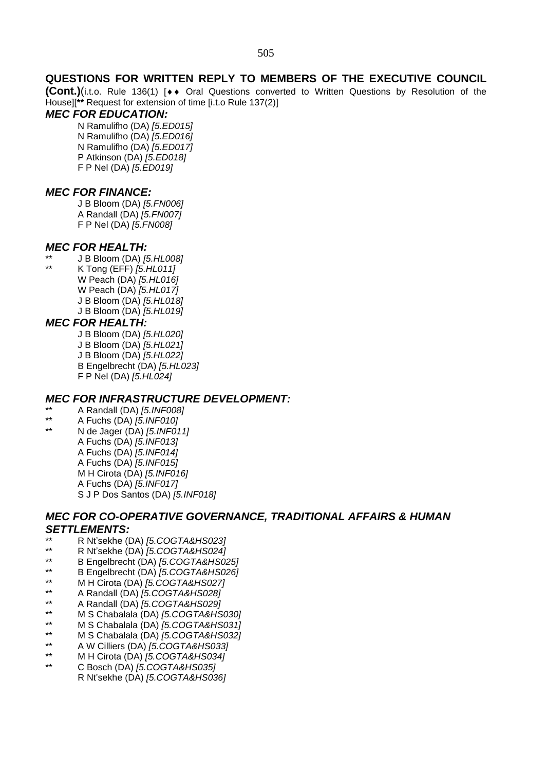## QUESTIONS FOR WRITTEN REPLY TO MEMBERS OF THE EXECUTIVE COUNCIL

**(Cont.)**(i.t.o. Rule 136(1) [♦♦ Oral Questions converted to Written Questions by Resolution of the House][**** Request for extension of time [i.t.o Rule 137(2)]

### *MEC FOR EDUCATION:*

N Ramulifho (DA) *[5.ED015]*
N Ramulifho (DA) *[5.ED016]*
N Ramulifho (DA) *[5.ED017]*
P Atkinson (DA) *[5.ED018]*
F P Nel (DA) *[5.ED019]*

### *MEC FOR FINANCE:*

J B Bloom (DA) *[5.FN006]*
A Randall (DA) *[5.FN007]*
F P Nel (DA) *[5.FN008]*

### *MEC FOR HEALTH:*

** J B Bloom (DA) *[5.HL008]*
** K Tong (EFF) *[5.HL011]*
W Peach (DA) *[5.HL016]*
W Peach (DA) *[5.HL017]*
J B Bloom (DA) *[5.HL018]*
J B Bloom (DA) *[5.HL019]*

### *MEC FOR HEALTH:*

J B Bloom (DA) *[5.HL020]*
J B Bloom (DA) *[5.HL021]*
J B Bloom (DA) *[5.HL022]*
B Engelbrecht (DA) *[5.HL023]*
F P Nel (DA) *[5.HL024]*

### *MEC FOR INFRASTRUCTURE DEVELOPMENT:*

** A Randall (DA) *[5.INF008]*
** A Fuchs (DA) *[5.INF010]*
** N de Jager (DA) *[5.INF011]*
A Fuchs (DA) *[5.INF013]*
A Fuchs (DA) *[5.INF014]*
A Fuchs (DA) *[5.INF015]*
M H Cirota (DA) *[5.INF016]*
A Fuchs (DA) *[5.INF017]*
S J P Dos Santos (DA) *[5.INF018]*

### *MEC FOR CO-OPERATIVE GOVERNANCE, TRADITIONAL AFFAIRS & HUMAN SETTLEMENTS:*

** R Nt'sekhe (DA) *[5.COGTA&HS023]*
** R Nt'sekhe (DA) *[5.COGTA&HS024]*
** B Engelbrecht (DA) *[5.COGTA&HS025]*
** B Engelbrecht (DA) *[5.COGTA&HS026]*
** M H Cirota (DA) *[5.COGTA&HS027]*
** A Randall (DA) *[5.COGTA&HS028]*
** A Randall (DA) *[5.COGTA&HS029]*
** M S Chabalala (DA) *[5.COGTA&HS030]*
** M S Chabalala (DA) *[5.COGTA&HS031]*
** M S Chabalala (DA) *[5.COGTA&HS032]*
** A W Cilliers (DA) *[5.COGTA&HS033]*
** M H Cirota (DA) *[5.COGTA&HS034]*
** C Bosch (DA) *[5.COGTA&HS035]*
R Nt'sekhe (DA) *[5.COGTA&HS036]*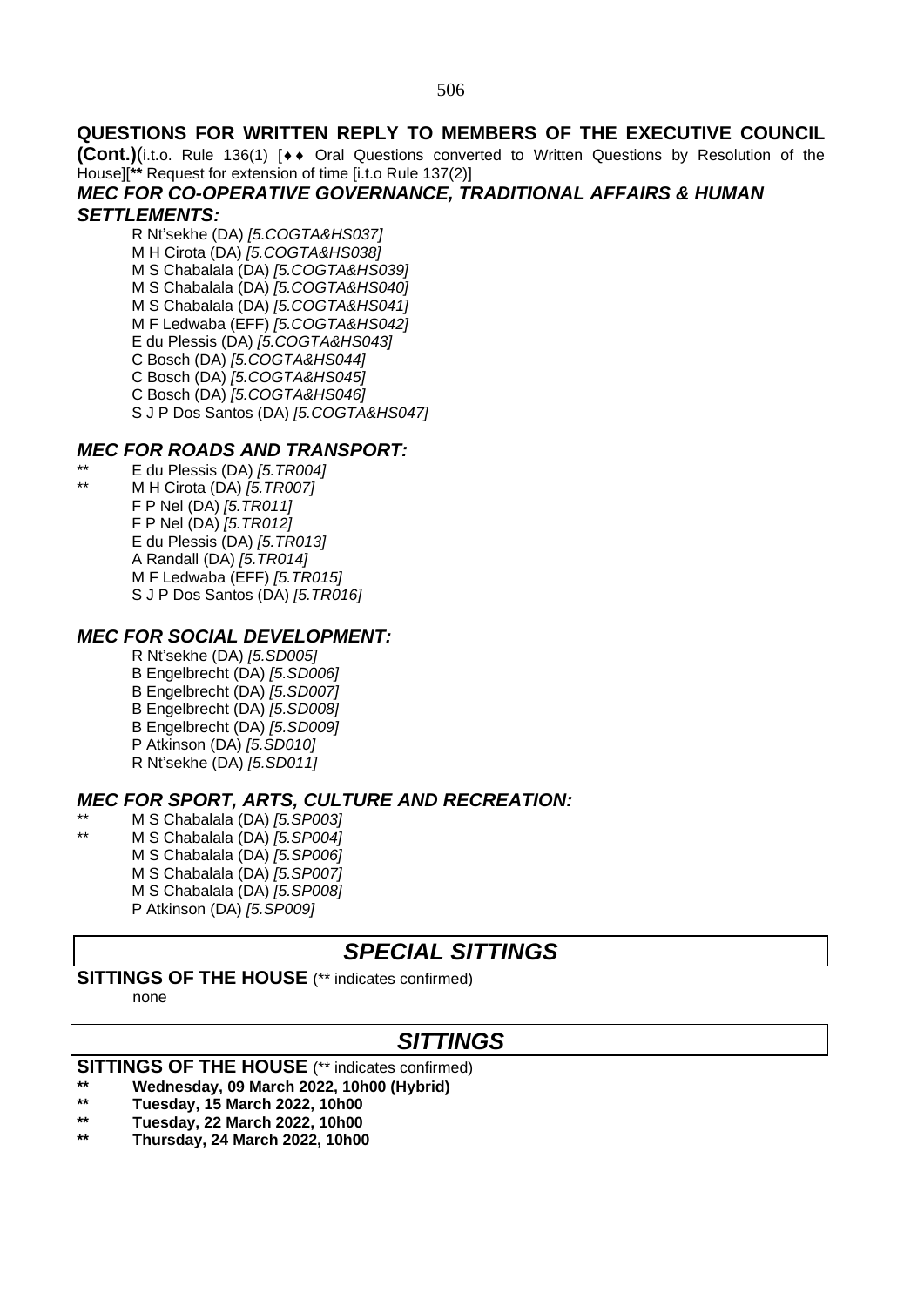**QUESTIONS FOR WRITTEN REPLY TO MEMBERS OF THE EXECUTIVE COUNCIL (Cont.)**(i.t.o. Rule 136(1) [♦♦ Oral Questions converted to Written Questions by Resolution of the House][**** Request for extension of time [i.t.o Rule 137(2)]

### *MEC FOR CO-OPERATIVE GOVERNANCE, TRADITIONAL AFFAIRS & HUMAN SETTLEMENTS:*

R Nt'sekhe (DA) *[5.COGTA&HS037]*
M H Cirota (DA) *[5.COGTA&HS038]*
M S Chabalala (DA) *[5.COGTA&HS039]*
M S Chabalala (DA) *[5.COGTA&HS040]*
M S Chabalala (DA) *[5.COGTA&HS041]*
M F Ledwaba (EFF) *[5.COGTA&HS042]*
E du Plessis (DA) *[5.COGTA&HS043]*
C Bosch (DA) *[5.COGTA&HS044]*
C Bosch (DA) *[5.COGTA&HS045]*
C Bosch (DA) *[5.COGTA&HS046]*
S J P Dos Santos (DA) *[5.COGTA&HS047]*

### *MEC FOR ROADS AND TRANSPORT:*

** E du Plessis (DA) *[5.TR004]*
** M H Cirota (DA) *[5.TR007]*
F P Nel (DA) *[5.TR011]*
F P Nel (DA) *[5.TR012]*
E du Plessis (DA) *[5.TR013]*
A Randall (DA) *[5.TR014]*
M F Ledwaba (EFF) *[5.TR015]*
S J P Dos Santos (DA) *[5.TR016]*

### *MEC FOR SOCIAL DEVELOPMENT:*

R Nt'sekhe (DA) *[5.SD005]*
B Engelbrecht (DA) *[5.SD006]*
B Engelbrecht (DA) *[5.SD007]*
B Engelbrecht (DA) *[5.SD008]*
B Engelbrecht (DA) *[5.SD009]*
P Atkinson (DA) *[5.SD010]*
R Nt'sekhe (DA) *[5.SD011]*

### *MEC FOR SPORT, ARTS, CULTURE AND RECREATION:*

** M S Chabalala (DA) *[5.SP003]*
** M S Chabalala (DA) *[5.SP004]*
M S Chabalala (DA) *[5.SP006]*
M S Chabalala (DA) *[5.SP007]*
M S Chabalala (DA) *[5.SP008]*
P Atkinson (DA) *[5.SP009]*

## *SPECIAL SITTINGS*

**SITTINGS OF THE HOUSE** (** indicates confirmed)

none

## *SITTINGS*

**SITTINGS OF THE HOUSE** (** indicates confirmed)

**\*\* Wednesday, 09 March 2022, 10h00 (Hybrid)**
**\*\* Tuesday, 15 March 2022, 10h00**
**\*\* Tuesday, 22 March 2022, 10h00**
**\*\* Thursday, 24 March 2022, 10h00**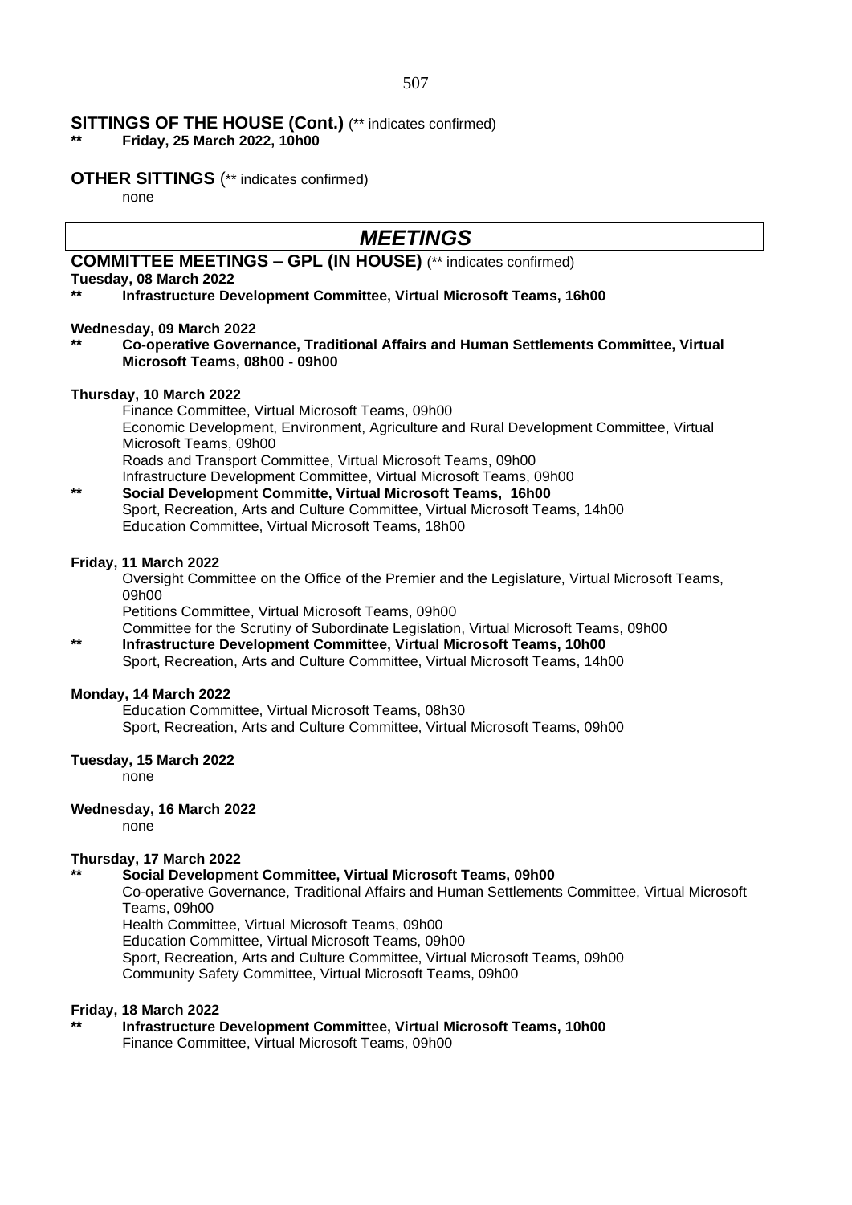## SITTINGS OF THE HOUSE (Cont.) (** indicates confirmed)

** **Friday, 25 March 2022, 10h00**

## OTHER SITTINGS (** indicates confirmed)

none

# *MEETINGS*

## COMMITTEE MEETINGS – GPL (IN HOUSE) (** indicates confirmed)

**Tuesday, 08 March 2022**

** **Infrastructure Development Committee, Virtual Microsoft Teams, 16h00**

**Wednesday, 09 March 2022**

** **Co-operative Governance, Traditional Affairs and Human Settlements Committee, Virtual Microsoft Teams, 08h00 - 09h00**

**Thursday, 10 March 2022**

Finance Committee, Virtual Microsoft Teams, 09h00
Economic Development, Environment, Agriculture and Rural Development Committee, Virtual Microsoft Teams, 09h00
Roads and Transport Committee, Virtual Microsoft Teams, 09h00
Infrastructure Development Committee, Virtual Microsoft Teams, 09h00
** **Social Development Committe, Virtual Microsoft Teams, 16h00**
Sport, Recreation, Arts and Culture Committee, Virtual Microsoft Teams, 14h00
Education Committee, Virtual Microsoft Teams, 18h00

**Friday, 11 March 2022**

Oversight Committee on the Office of the Premier and the Legislature, Virtual Microsoft Teams, 09h00
Petitions Committee, Virtual Microsoft Teams, 09h00
Committee for the Scrutiny of Subordinate Legislation, Virtual Microsoft Teams, 09h00
** **Infrastructure Development Committee, Virtual Microsoft Teams, 10h00**
Sport, Recreation, Arts and Culture Committee, Virtual Microsoft Teams, 14h00

**Monday, 14 March 2022**

Education Committee, Virtual Microsoft Teams, 08h30
Sport, Recreation, Arts and Culture Committee, Virtual Microsoft Teams, 09h00

**Tuesday, 15 March 2022**

none

**Wednesday, 16 March 2022**

none

**Thursday, 17 March 2022**

** **Social Development Committee, Virtual Microsoft Teams, 09h00**
Co-operative Governance, Traditional Affairs and Human Settlements Committee, Virtual Microsoft Teams, 09h00
Health Committee, Virtual Microsoft Teams, 09h00
Education Committee, Virtual Microsoft Teams, 09h00
Sport, Recreation, Arts and Culture Committee, Virtual Microsoft Teams, 09h00
Community Safety Committee, Virtual Microsoft Teams, 09h00

**Friday, 18 March 2022**

** **Infrastructure Development Committee, Virtual Microsoft Teams, 10h00**
Finance Committee, Virtual Microsoft Teams, 09h00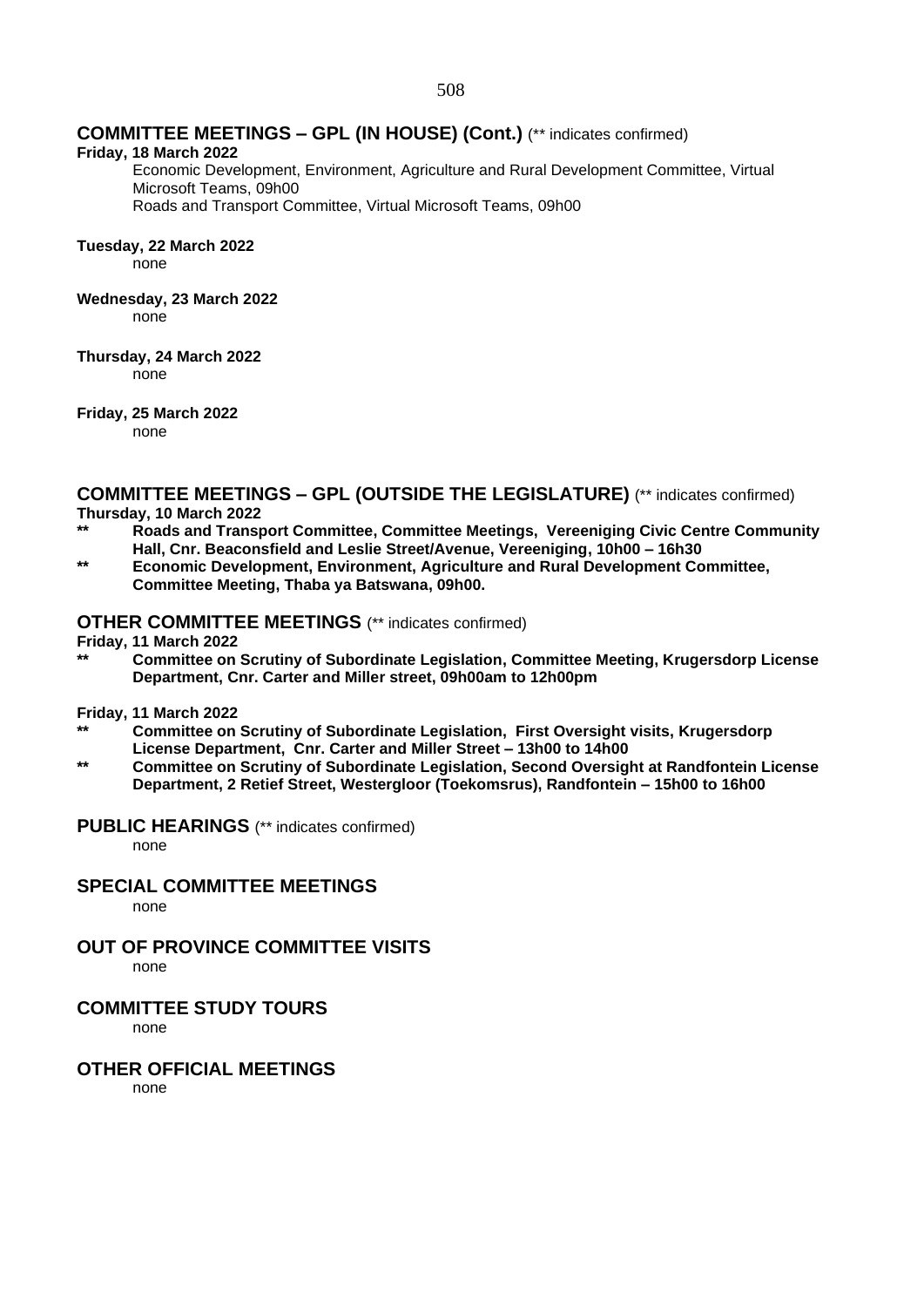## COMMITTEE MEETINGS – GPL (IN HOUSE) (Cont.) (** indicates confirmed)

**Friday, 18 March 2022**

Economic Development, Environment, Agriculture and Rural Development Committee, Virtual Microsoft Teams, 09h00

Roads and Transport Committee, Virtual Microsoft Teams, 09h00

**Tuesday, 22 March 2022**

none

**Wednesday, 23 March 2022**

none

**Thursday, 24 March 2022**

none

**Friday, 25 March 2022**

none

## COMMITTEE MEETINGS – GPL (OUTSIDE THE LEGISLATURE) (** indicates confirmed)

**Thursday, 10 March 2022**

** **Roads and Transport Committee, Committee Meetings, Vereeniging Civic Centre Community Hall, Cnr. Beaconsfield and Leslie Street/Avenue, Vereeniging, 10h00 – 16h30**

** **Economic Development, Environment, Agriculture and Rural Development Committee, Committee Meeting, Thaba ya Batswana, 09h00.**

## OTHER COMMITTEE MEETINGS (** indicates confirmed)

**Friday, 11 March 2022**

** **Committee on Scrutiny of Subordinate Legislation, Committee Meeting, Krugersdorp License Department, Cnr. Carter and Miller street, 09h00am to 12h00pm**

**Friday, 11 March 2022**

** **Committee on Scrutiny of Subordinate Legislation, First Oversight visits, Krugersdorp License Department, Cnr. Carter and Miller Street – 13h00 to 14h00**

** **Committee on Scrutiny of Subordinate Legislation, Second Oversight at Randfontein License Department, 2 Retief Street, Westergloor (Toekomsrus), Randfontein – 15h00 to 16h00**

## PUBLIC HEARINGS (** indicates confirmed)

none

## SPECIAL COMMITTEE MEETINGS

none

## OUT OF PROVINCE COMMITTEE VISITS

none

## COMMITTEE STUDY TOURS

none

## OTHER OFFICIAL MEETINGS

none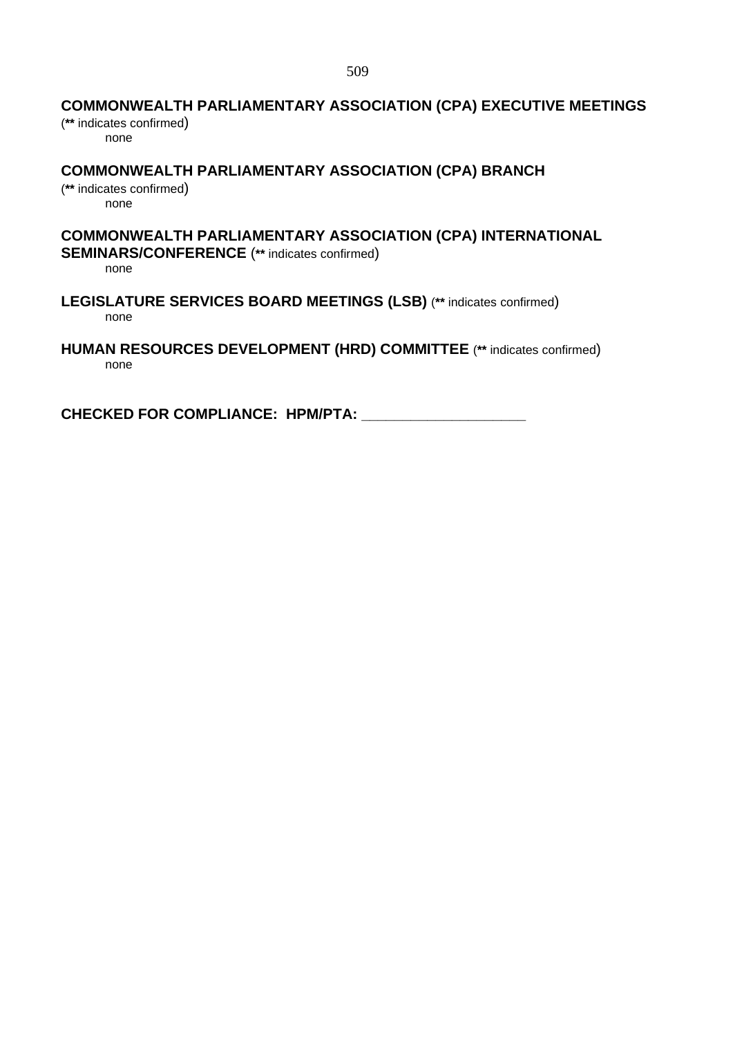## COMMONWEALTH PARLIAMENTARY ASSOCIATION (CPA) EXECUTIVE MEETINGS

(**\*\*** indicates confirmed)

none

## COMMONWEALTH PARLIAMENTARY ASSOCIATION (CPA) BRANCH

(**\*\*** indicates confirmed)

none

## COMMONWEALTH PARLIAMENTARY ASSOCIATION (CPA) INTERNATIONAL SEMINARS/CONFERENCE (**\*\*** indicates confirmed)

none

## LEGISLATURE SERVICES BOARD MEETINGS (LSB) (**\*\*** indicates confirmed)

none

## HUMAN RESOURCES DEVELOPMENT (HRD) COMMITTEE (**\*\*** indicates confirmed)

none

**CHECKED FOR COMPLIANCE: HPM/PTA: ____________________**